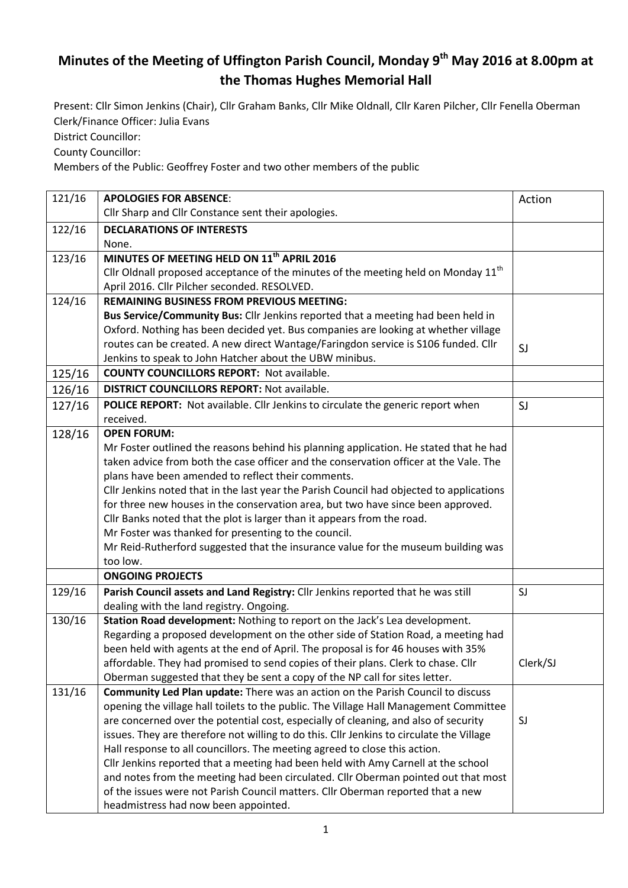# Minutes of the Meeting of Uffington Parish Council, Monday 9th May 2016 at 8.00pm at the Thomas Hughes Memorial Hall

Present: Cllr Simon Jenkins (Chair), Cllr Graham Banks, Cllr Mike Oldnall, Cllr Karen Pilcher, Cllr Fenella Oberman
Clerk/Finance Officer: Julia Evans
District Councillor:
County Councillor:
Members of the Public: Geoffrey Foster and two other members of the public

| | | |
|---|---|---|
| 121/16 | **APOLOGIES FOR ABSENCE**:<br>Cllr Sharp and Cllr Constance sent their apologies. | Action |
| 122/16 | **DECLARATIONS OF INTERESTS**<br>None. | |
| 123/16 | **MINUTES OF MEETING HELD ON 11th APRIL 2016**<br>Cllr Oldnall proposed acceptance of the minutes of the meeting held on Monday 11th April 2016. Cllr Pilcher seconded. RESOLVED. | |
| 124/16 | **REMAINING BUSINESS FROM PREVIOUS MEETING:**<br>**Bus Service/Community Bus:** Cllr Jenkins reported that a meeting had been held in Oxford. Nothing has been decided yet. Bus companies are looking at whether village routes can be created. A new direct Wantage/Faringdon service is S106 funded. Cllr Jenkins to speak to John Hatcher about the UBW minibus. | SJ |
| 125/16 | **COUNTY COUNCILLORS REPORT:** Not available. | |
| 126/16 | **DISTRICT COUNCILLORS REPORT:** Not available. | |
| 127/16 | **POLICE REPORT:** Not available. Cllr Jenkins to circulate the generic report when received. | SJ |
| 128/16 | **OPEN FORUM:**<br>Mr Foster outlined the reasons behind his planning application. He stated that he had taken advice from both the case officer and the conservation officer at the Vale. The plans have been amended to reflect their comments.<br>Cllr Jenkins noted that in the last year the Parish Council had objected to applications for three new houses in the conservation area, but two have since been approved.<br>Cllr Banks noted that the plot is larger than it appears from the road.<br>Mr Foster was thanked for presenting to the council.<br>Mr Reid-Rutherford suggested that the insurance value for the museum building was too low. | |
| | **ONGOING PROJECTS** | |
| 129/16 | **Parish Council assets and Land Registry:** Cllr Jenkins reported that he was still dealing with the land registry. Ongoing. | SJ |
| 130/16 | **Station Road development:** Nothing to report on the Jack's Lea development.<br>Regarding a proposed development on the other side of Station Road, a meeting had been held with agents at the end of April. The proposal is for 46 houses with 35% affordable. They had promised to send copies of their plans. Clerk to chase. Cllr Oberman suggested that they be sent a copy of the NP call for sites letter. | Clerk/SJ |
| 131/16 | **Community Led Plan update:** There was an action on the Parish Council to discuss opening the village hall toilets to the public. The Village Hall Management Committee are concerned over the potential cost, especially of cleaning, and also of security issues. They are therefore not willing to do this. Cllr Jenkins to circulate the Village Hall response to all councillors. The meeting agreed to close this action.<br>Cllr Jenkins reported that a meeting had been held with Amy Carnell at the school and notes from the meeting had been circulated. Cllr Oberman pointed out that most of the issues were not Parish Council matters. Cllr Oberman reported that a new headmistress had now been appointed. | SJ |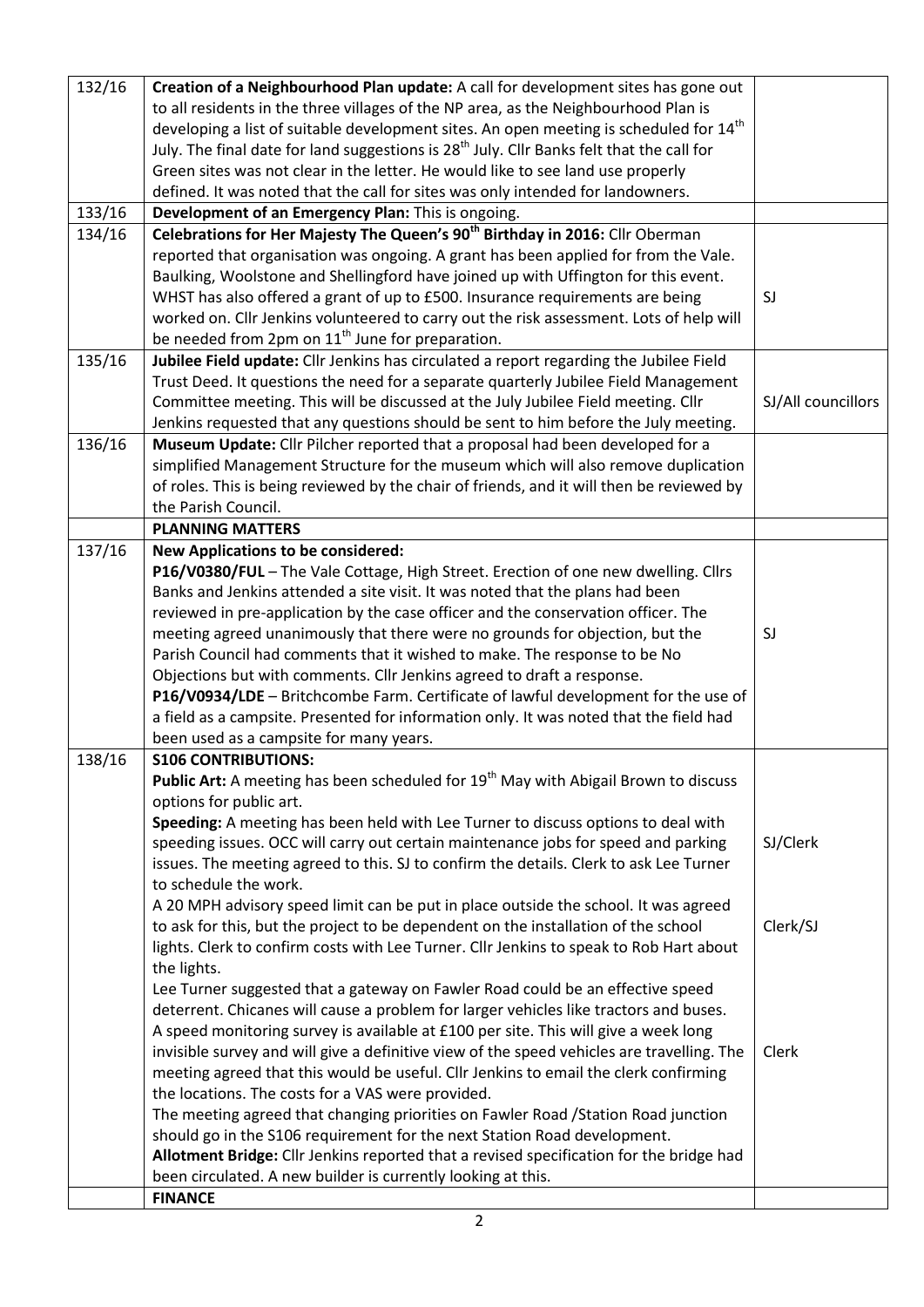| | | |
|---|---|---|
| 132/16 | **Creation of a Neighbourhood Plan update:** A call for development sites has gone out to all residents in the three villages of the NP area, as the Neighbourhood Plan is developing a list of suitable development sites. An open meeting is scheduled for 14th July. The final date for land suggestions is 28th July. Cllr Banks felt that the call for Green sites was not clear in the letter. He would like to see land use properly defined. It was noted that the call for sites was only intended for landowners. | |
| 133/16 | **Development of an Emergency Plan:** This is ongoing. | |
| 134/16 | **Celebrations for Her Majesty The Queen's 90th Birthday in 2016:** Cllr Oberman reported that organisation was ongoing. A grant has been applied for from the Vale. Baulking, Woolstone and Shellingford have joined up with Uffington for this event. WHST has also offered a grant of up to £500. Insurance requirements are being worked on. Cllr Jenkins volunteered to carry out the risk assessment. Lots of help will be needed from 2pm on 11th June for preparation. | SJ |
| 135/16 | **Jubilee Field update:** Cllr Jenkins has circulated a report regarding the Jubilee Field Trust Deed. It questions the need for a separate quarterly Jubilee Field Management Committee meeting. This will be discussed at the July Jubilee Field meeting. Cllr Jenkins requested that any questions should be sent to him before the July meeting. | SJ/All councillors |
| 136/16 | **Museum Update:** Cllr Pilcher reported that a proposal had been developed for a simplified Management Structure for the museum which will also remove duplication of roles. This is being reviewed by the chair of friends, and it will then be reviewed by the Parish Council. | |
| | **PLANNING MATTERS** | |
| 137/16 | **New Applications to be considered:**<br>**P16/V0380/FUL** – The Vale Cottage, High Street. Erection of one new dwelling. Cllrs Banks and Jenkins attended a site visit. It was noted that the plans had been reviewed in pre-application by the case officer and the conservation officer. The meeting agreed unanimously that there were no grounds for objection, but the Parish Council had comments that it wished to make. The response to be No Objections but with comments. Cllr Jenkins agreed to draft a response.<br>**P16/V0934/LDE** – Britchcombe Farm. Certificate of lawful development for the use of a field as a campsite. Presented for information only. It was noted that the field had been used as a campsite for many years. | SJ |
| 138/16 | **S106 CONTRIBUTIONS:**<br>**Public Art:** A meeting has been scheduled for 19th May with Abigail Brown to discuss options for public art.<br>**Speeding:** A meeting has been held with Lee Turner to discuss options to deal with speeding issues. OCC will carry out certain maintenance jobs for speed and parking issues. The meeting agreed to this. SJ to confirm the details. Clerk to ask Lee Turner to schedule the work.<br>A 20 MPH advisory speed limit can be put in place outside the school. It was agreed to ask for this, but the project to be dependent on the installation of the school lights. Clerk to confirm costs with Lee Turner. Cllr Jenkins to speak to Rob Hart about the lights.<br>Lee Turner suggested that a gateway on Fawler Road could be an effective speed deterrent. Chicanes will cause a problem for larger vehicles like tractors and buses. A speed monitoring survey is available at £100 per site. This will give a week long invisible survey and will give a definitive view of the speed vehicles are travelling. The meeting agreed that this would be useful. Cllr Jenkins to email the clerk confirming the locations. The costs for a VAS were provided.<br>The meeting agreed that changing priorities on Fawler Road /Station Road junction should go in the S106 requirement for the next Station Road development.<br>**Allotment Bridge:** Cllr Jenkins reported that a revised specification for the bridge had been circulated. A new builder is currently looking at this. | SJ/Clerk<br><br>Clerk/SJ<br><br>Clerk |
| | **FINANCE** | |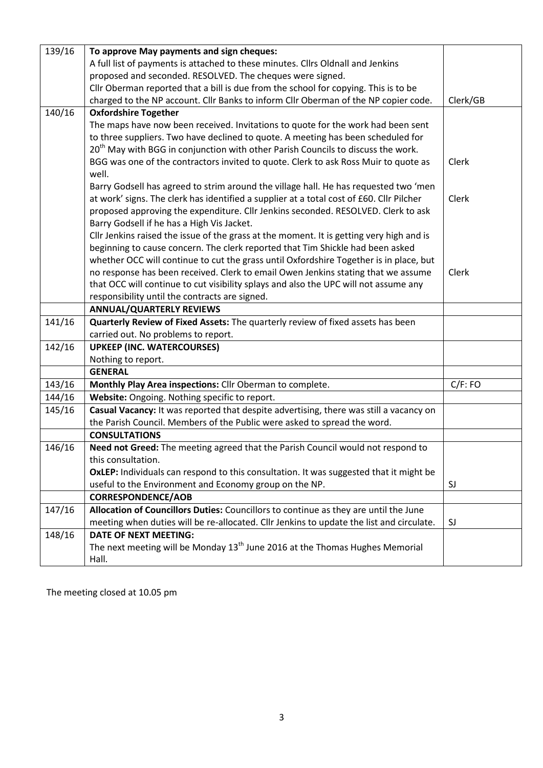| | | |
|---|---|---|
| 139/16 | **To approve May payments and sign cheques:**<br>A full list of payments is attached to these minutes. Cllrs Oldnall and Jenkins proposed and seconded. RESOLVED. The cheques were signed.<br>Cllr Oberman reported that a bill is due from the school for copying. This is to be charged to the NP account. Cllr Banks to inform Cllr Oberman of the NP copier code. | Clerk/GB |
| 140/16 | **Oxfordshire Together**<br>The maps have now been received. Invitations to quote for the work had been sent to three suppliers. Two have declined to quote. A meeting has been scheduled for 20th May with BGG in conjunction with other Parish Councils to discuss the work. BGG was one of the contractors invited to quote. Clerk to ask Ross Muir to quote as well.<br>Barry Godsell has agreed to strim around the village hall. He has requested two 'men at work' signs. The clerk has identified a supplier at a total cost of £60. Cllr Pilcher proposed approving the expenditure. Cllr Jenkins seconded. RESOLVED. Clerk to ask Barry Godsell if he has a High Vis Jacket.<br>Cllr Jenkins raised the issue of the grass at the moment. It is getting very high and is beginning to cause concern. The clerk reported that Tim Shickle had been asked whether OCC will continue to cut the grass until Oxfordshire Together is in place, but no response has been received. Clerk to email Owen Jenkins stating that we assume that OCC will continue to cut visibility splays and also the UPC will not assume any responsibility until the contracts are signed. | Clerk<br><br>Clerk<br><br>Clerk |
| | **ANNUAL/QUARTERLY REVIEWS** | |
| 141/16 | **Quarterly Review of Fixed Assets:** The quarterly review of fixed assets has been carried out. No problems to report. | |
| 142/16 | **UPKEEP (INC. WATERCOURSES)**<br>Nothing to report. | |
| | **GENERAL** | |
| 143/16 | **Monthly Play Area inspections:** Cllr Oberman to complete. | C/F: FO |
| 144/16 | **Website:** Ongoing. Nothing specific to report. | |
| 145/16 | **Casual Vacancy:** It was reported that despite advertising, there was still a vacancy on the Parish Council. Members of the Public were asked to spread the word. | |
| | **CONSULTATIONS** | |
| 146/16 | **Need not Greed:** The meeting agreed that the Parish Council would not respond to this consultation.<br>**OxLEP:** Individuals can respond to this consultation. It was suggested that it might be useful to the Environment and Economy group on the NP. | SJ |
| | **CORRESPONDENCE/AOB** | |
| 147/16 | **Allocation of Councillors Duties:** Councillors to continue as they are until the June meeting when duties will be re-allocated. Cllr Jenkins to update the list and circulate. | SJ |
| 148/16 | **DATE OF NEXT MEETING:**<br>The next meeting will be Monday 13th June 2016 at the Thomas Hughes Memorial Hall. | |

The meeting closed at 10.05 pm